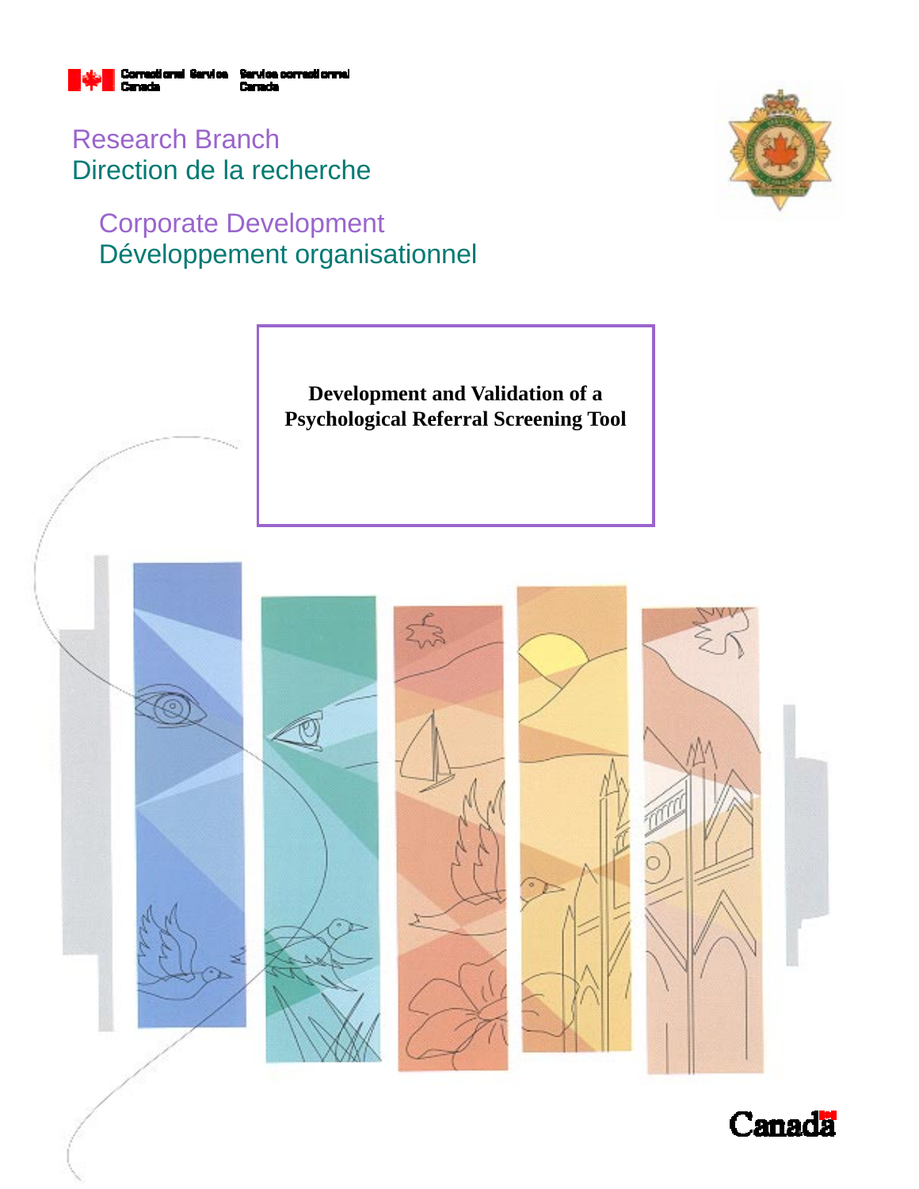Correctional Service Canada | Service correctionnel Canada

Research Branch
Direction de la recherche

Corporate Development
Développement organisationnel

# Development and Validation of a Psychological Referral Screening Tool

Canada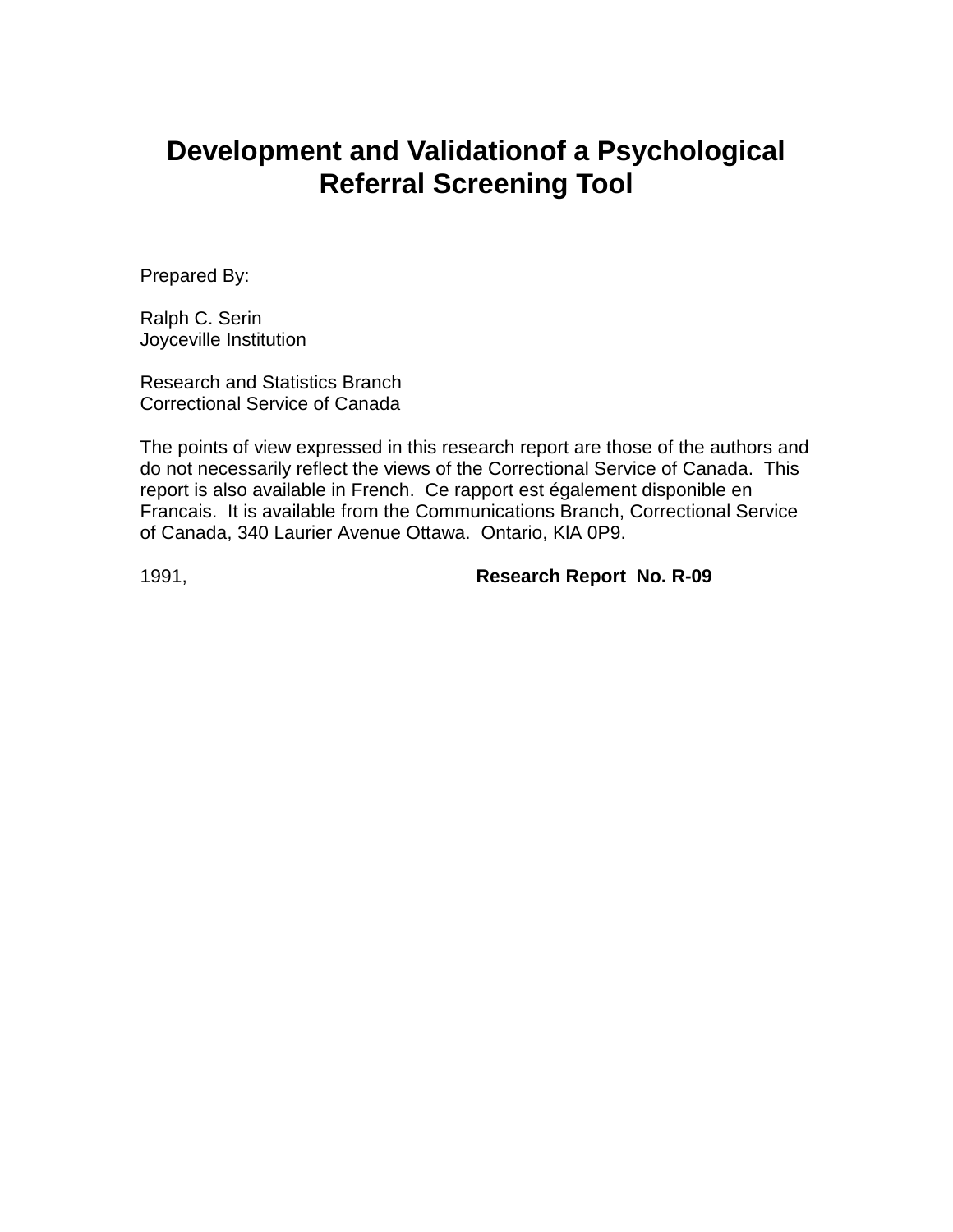# Development and Validationof a Psychological Referral Screening Tool

Prepared By:

Ralph C. Serin
Joyceville Institution

Research and Statistics Branch
Correctional Service of Canada

The points of view expressed in this research report are those of the authors and do not necessarily reflect the views of the Correctional Service of Canada. This report is also available in French. Ce rapport est également disponible en Francais. It is available from the Communications Branch, Correctional Service of Canada, 340 Laurier Avenue Ottawa. Ontario, KlA 0P9.

1991, **Research Report No. R-09**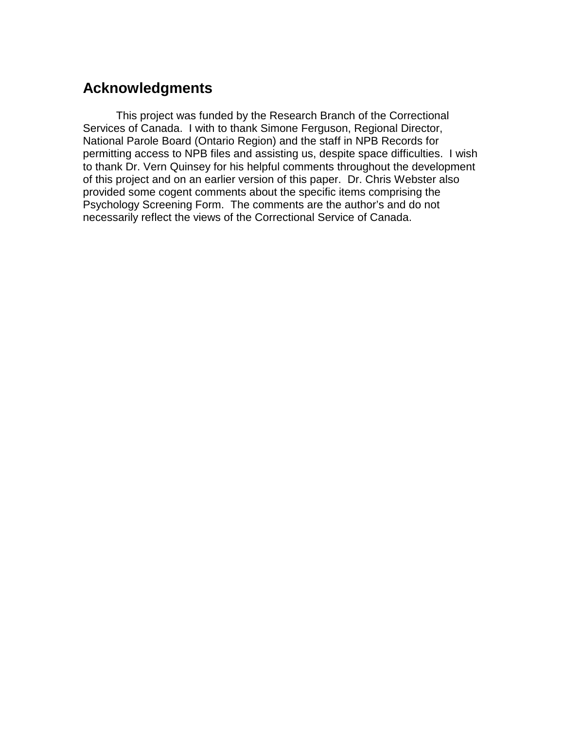## Acknowledgments

This project was funded by the Research Branch of the Correctional Services of Canada. I with to thank Simone Ferguson, Regional Director, National Parole Board (Ontario Region) and the staff in NPB Records for permitting access to NPB files and assisting us, despite space difficulties. I wish to thank Dr. Vern Quinsey for his helpful comments throughout the development of this project and on an earlier version of this paper. Dr. Chris Webster also provided some cogent comments about the specific items comprising the Psychology Screening Form. The comments are the author's and do not necessarily reflect the views of the Correctional Service of Canada.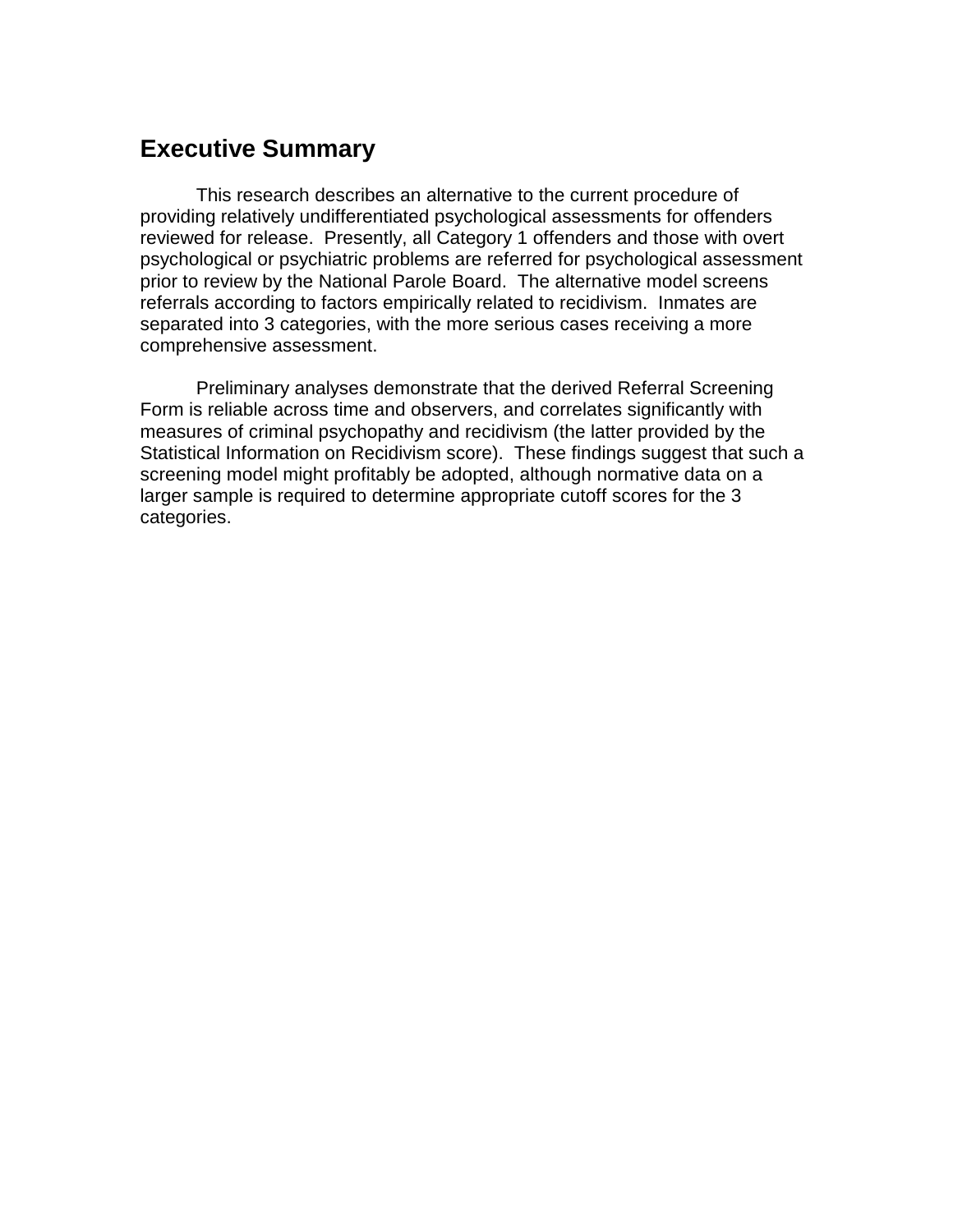## Executive Summary

This research describes an alternative to the current procedure of providing relatively undifferentiated psychological assessments for offenders reviewed for release. Presently, all Category 1 offenders and those with overt psychological or psychiatric problems are referred for psychological assessment prior to review by the National Parole Board. The alternative model screens referrals according to factors empirically related to recidivism. Inmates are separated into 3 categories, with the more serious cases receiving a more comprehensive assessment.

Preliminary analyses demonstrate that the derived Referral Screening Form is reliable across time and observers, and correlates significantly with measures of criminal psychopathy and recidivism (the latter provided by the Statistical Information on Recidivism score). These findings suggest that such a screening model might profitably be adopted, although normative data on a larger sample is required to determine appropriate cutoff scores for the 3 categories.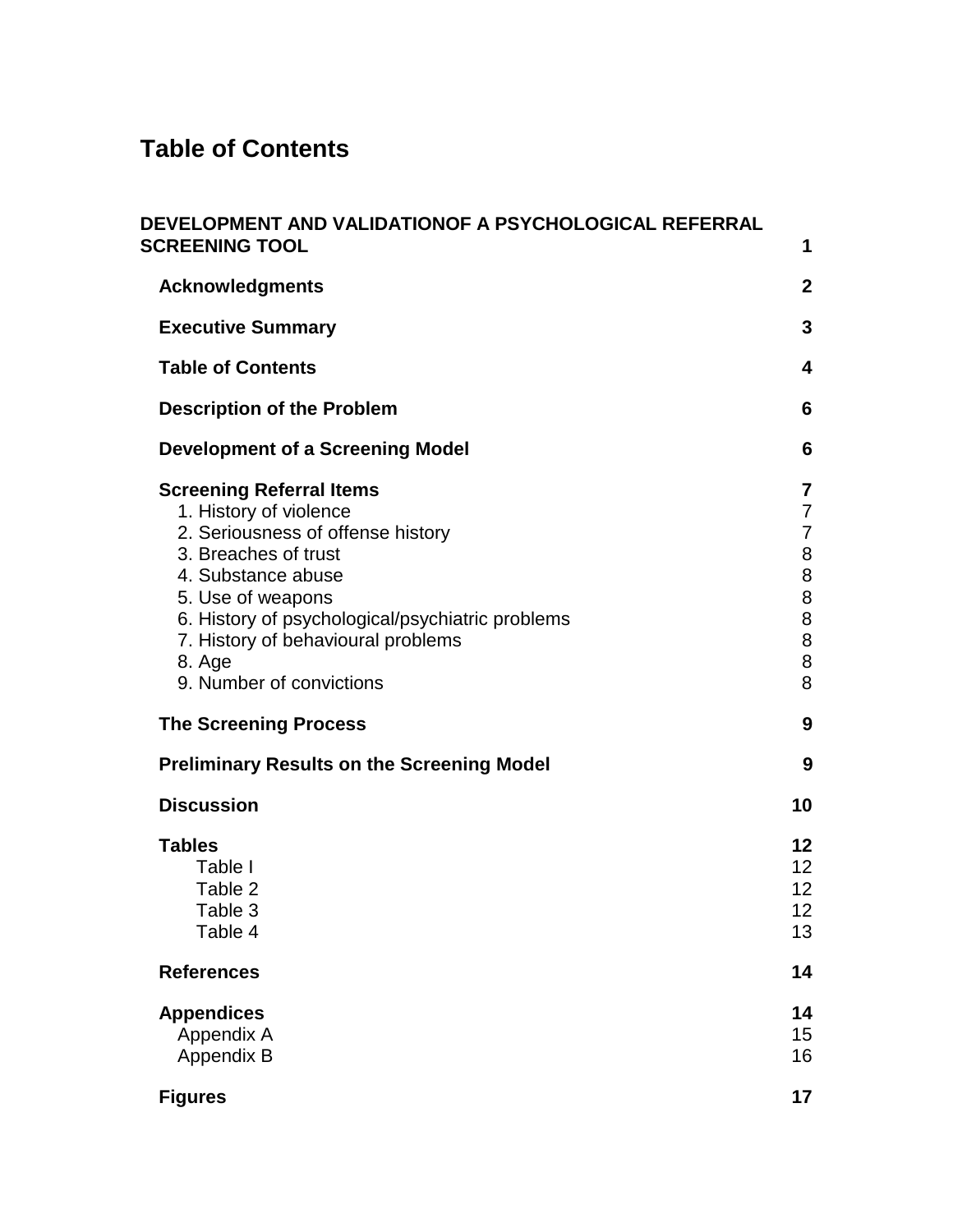# Table of Contents

**DEVELOPMENT AND VALIDATIONOF A PSYCHOLOGICAL REFERRAL SCREENING TOOL** **1**

- **Acknowledgments** **2**
- **Executive Summary** **3**
- **Table of Contents** **4**
- **Description of the Problem** **6**
- **Development of a Screening Model** **6**
- **Screening Referral Items** **7**
  - 1. History of violence 7
  - 2. Seriousness of offense history 7
  - 3. Breaches of trust 8
  - 4. Substance abuse 8
  - 5. Use of weapons 8
  - 6. History of psychological/psychiatric problems 8
  - 7. History of behavioural problems 8
  - 8. Age 8
  - 9. Number of convictions 8
- **The Screening Process** **9**
- **Preliminary Results on the Screening Model** **9**
- **Discussion** **10**
- **Tables** **12**
  - Table I 12
  - Table 2 12
  - Table 3 12
  - Table 4 13
- **References** **14**
- **Appendices** **14**
  - Appendix A 15
  - Appendix B 16
- **Figures** **17**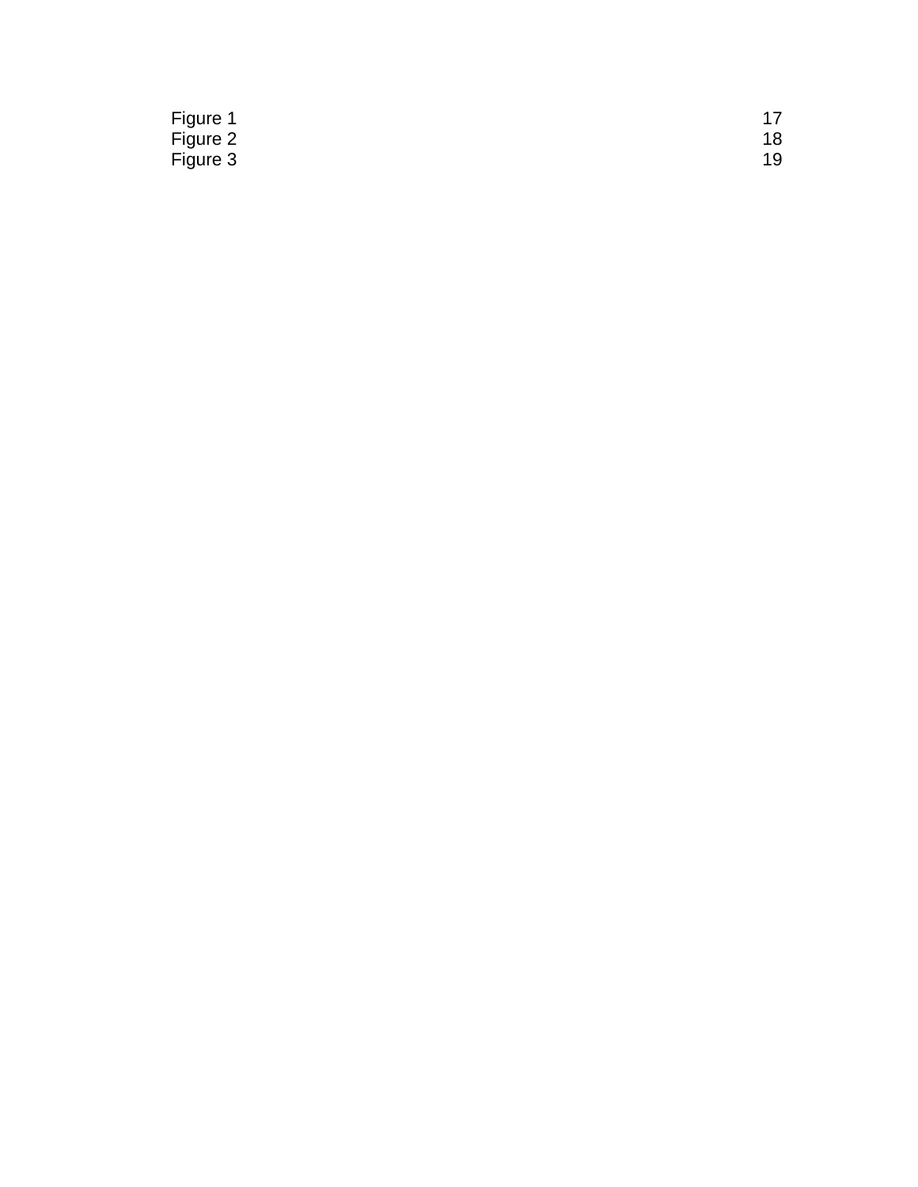| | |
|---|---|
| Figure 1 | 17 |
| Figure 2 | 18 |
| Figure 3 | 19 |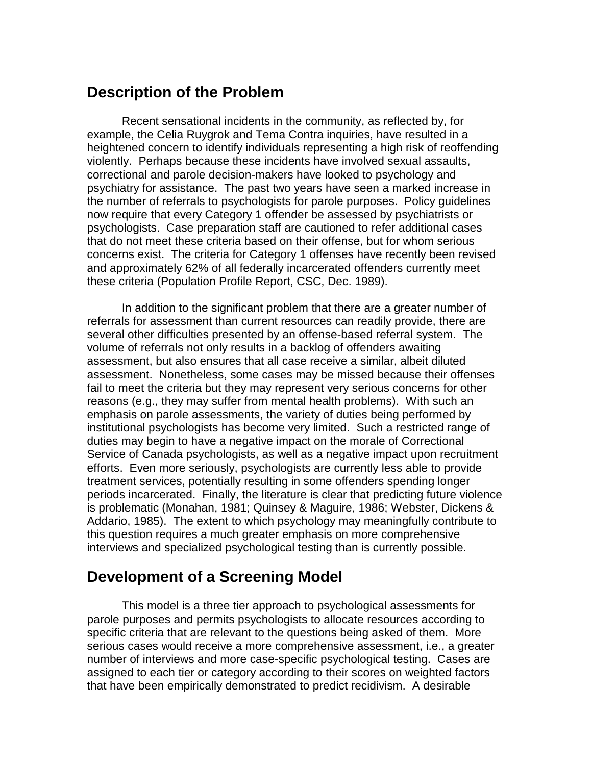## Description of the Problem

Recent sensational incidents in the community, as reflected by, for example, the Celia Ruygrok and Tema Contra inquiries, have resulted in a heightened concern to identify individuals representing a high risk of reoffending violently. Perhaps because these incidents have involved sexual assaults, correctional and parole decision-makers have looked to psychology and psychiatry for assistance. The past two years have seen a marked increase in the number of referrals to psychologists for parole purposes. Policy guidelines now require that every Category 1 offender be assessed by psychiatrists or psychologists. Case preparation staff are cautioned to refer additional cases that do not meet these criteria based on their offense, but for whom serious concerns exist. The criteria for Category 1 offenses have recently been revised and approximately 62% of all federally incarcerated offenders currently meet these criteria (Population Profile Report, CSC, Dec. 1989).

In addition to the significant problem that there are a greater number of referrals for assessment than current resources can readily provide, there are several other difficulties presented by an offense-based referral system. The volume of referrals not only results in a backlog of offenders awaiting assessment, but also ensures that all case receive a similar, albeit diluted assessment. Nonetheless, some cases may be missed because their offenses fail to meet the criteria but they may represent very serious concerns for other reasons (e.g., they may suffer from mental health problems). With such an emphasis on parole assessments, the variety of duties being performed by institutional psychologists has become very limited. Such a restricted range of duties may begin to have a negative impact on the morale of Correctional Service of Canada psychologists, as well as a negative impact upon recruitment efforts. Even more seriously, psychologists are currently less able to provide treatment services, potentially resulting in some offenders spending longer periods incarcerated. Finally, the literature is clear that predicting future violence is problematic (Monahan, 1981; Quinsey & Maguire, 1986; Webster, Dickens & Addario, 1985). The extent to which psychology may meaningfully contribute to this question requires a much greater emphasis on more comprehensive interviews and specialized psychological testing than is currently possible.

## Development of a Screening Model

This model is a three tier approach to psychological assessments for parole purposes and permits psychologists to allocate resources according to specific criteria that are relevant to the questions being asked of them. More serious cases would receive a more comprehensive assessment, i.e., a greater number of interviews and more case-specific psychological testing. Cases are assigned to each tier or category according to their scores on weighted factors that have been empirically demonstrated to predict recidivism. A desirable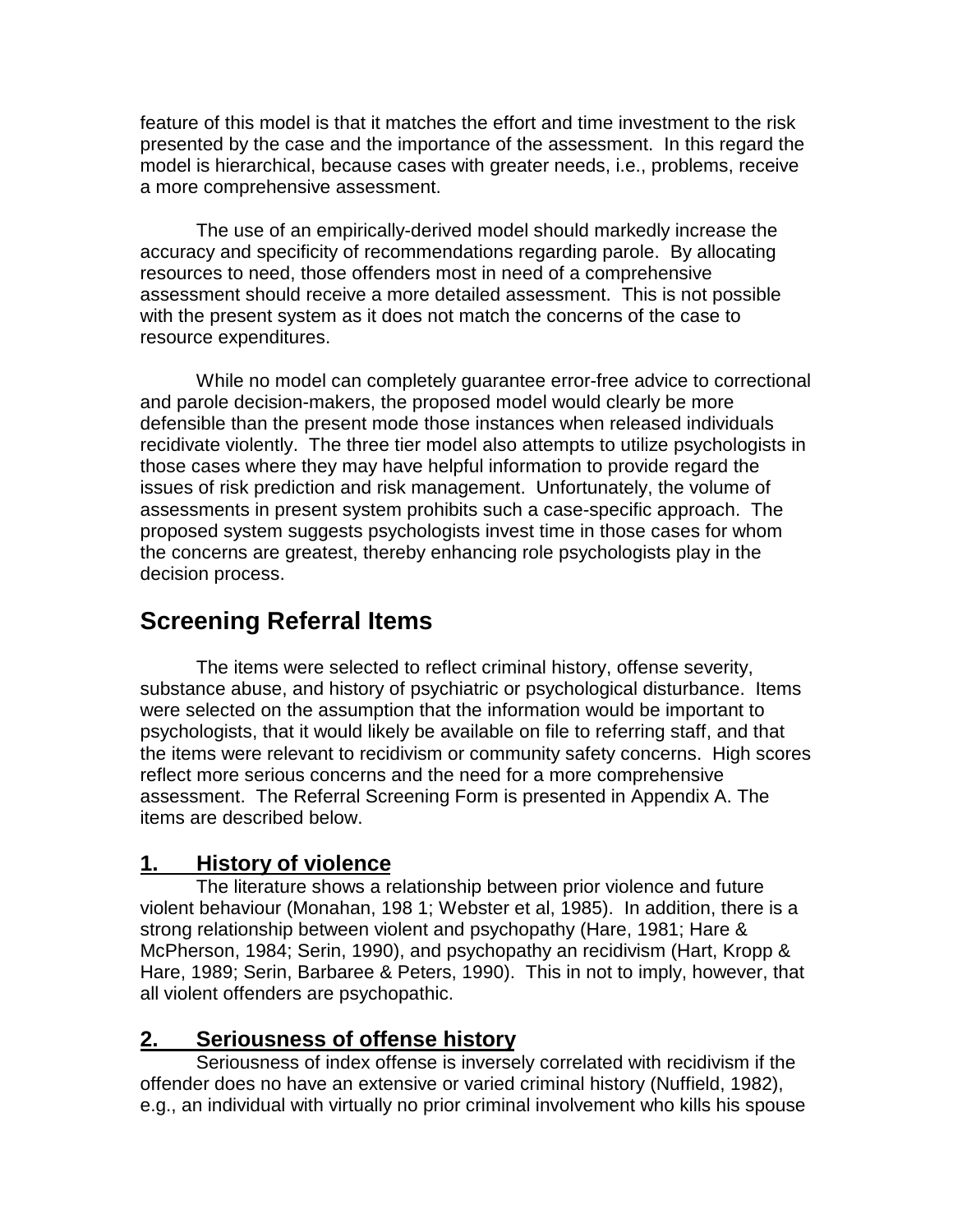feature of this model is that it matches the effort and time investment to the risk presented by the case and the importance of the assessment. In this regard the model is hierarchical, because cases with greater needs, i.e., problems, receive a more comprehensive assessment.

The use of an empirically-derived model should markedly increase the accuracy and specificity of recommendations regarding parole. By allocating resources to need, those offenders most in need of a comprehensive assessment should receive a more detailed assessment. This is not possible with the present system as it does not match the concerns of the case to resource expenditures.

While no model can completely guarantee error-free advice to correctional and parole decision-makers, the proposed model would clearly be more defensible than the present mode those instances when released individuals recidivate violently. The three tier model also attempts to utilize psychologists in those cases where they may have helpful information to provide regard the issues of risk prediction and risk management. Unfortunately, the volume of assessments in present system prohibits such a case-specific approach. The proposed system suggests psychologists invest time in those cases for whom the concerns are greatest, thereby enhancing role psychologists play in the decision process.

## Screening Referral Items

The items were selected to reflect criminal history, offense severity, substance abuse, and history of psychiatric or psychological disturbance. Items were selected on the assumption that the information would be important to psychologists, that it would likely be available on file to referring staff, and that the items were relevant to recidivism or community safety concerns. High scores reflect more serious concerns and the need for a more comprehensive assessment. The Referral Screening Form is presented in Appendix A. The items are described below.

### 1. History of violence

The literature shows a relationship between prior violence and future violent behaviour (Monahan, 198 1; Webster et al, 1985). In addition, there is a strong relationship between violent and psychopathy (Hare, 1981; Hare & McPherson, 1984; Serin, 1990), and psychopathy an recidivism (Hart, Kropp & Hare, 1989; Serin, Barbaree & Peters, 1990). This in not to imply, however, that all violent offenders are psychopathic.

### 2. Seriousness of offense history

Seriousness of index offense is inversely correlated with recidivism if the offender does no have an extensive or varied criminal history (Nuffield, 1982), e.g., an individual with virtually no prior criminal involvement who kills his spouse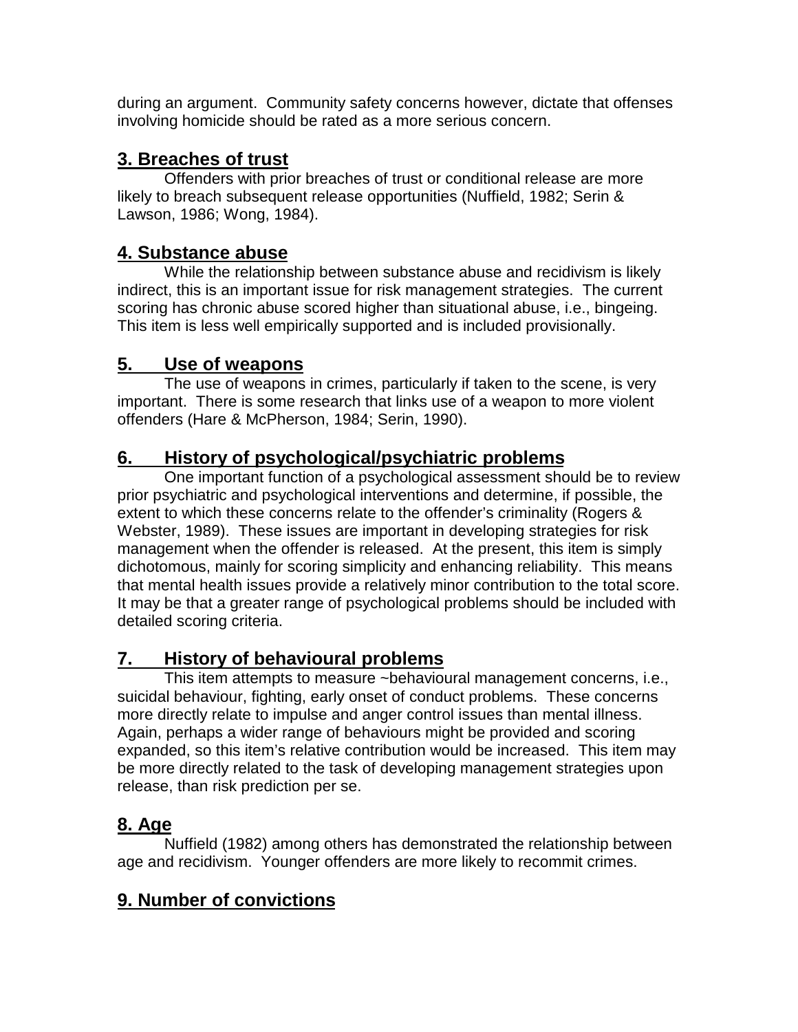during an argument. Community safety concerns however, dictate that offenses involving homicide should be rated as a more serious concern.

## 3. Breaches of trust

Offenders with prior breaches of trust or conditional release are more likely to breach subsequent release opportunities (Nuffield, 1982; Serin & Lawson, 1986; Wong, 1984).

## 4. Substance abuse

While the relationship between substance abuse and recidivism is likely indirect, this is an important issue for risk management strategies. The current scoring has chronic abuse scored higher than situational abuse, i.e., bingeing. This item is less well empirically supported and is included provisionally.

## 5. Use of weapons

The use of weapons in crimes, particularly if taken to the scene, is very important. There is some research that links use of a weapon to more violent offenders (Hare & McPherson, 1984; Serin, 1990).

## 6. History of psychological/psychiatric problems

One important function of a psychological assessment should be to review prior psychiatric and psychological interventions and determine, if possible, the extent to which these concerns relate to the offender's criminality (Rogers & Webster, 1989). These issues are important in developing strategies for risk management when the offender is released. At the present, this item is simply dichotomous, mainly for scoring simplicity and enhancing reliability. This means that mental health issues provide a relatively minor contribution to the total score. It may be that a greater range of psychological problems should be included with detailed scoring criteria.

## 7. History of behavioural problems

This item attempts to measure ~behavioural management concerns, i.e., suicidal behaviour, fighting, early onset of conduct problems. These concerns more directly relate to impulse and anger control issues than mental illness. Again, perhaps a wider range of behaviours might be provided and scoring expanded, so this item's relative contribution would be increased. This item may be more directly related to the task of developing management strategies upon release, than risk prediction per se.

## 8. Age

Nuffield (1982) among others has demonstrated the relationship between age and recidivism. Younger offenders are more likely to recommit crimes.

## 9. Number of convictions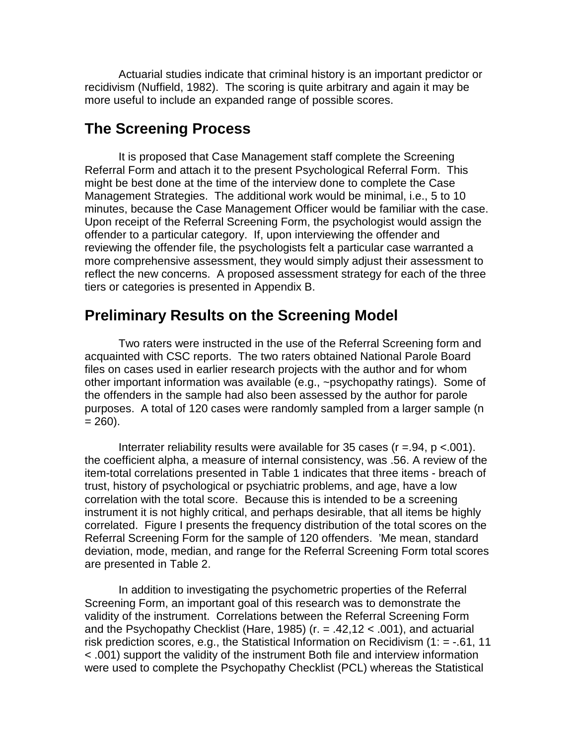Actuarial studies indicate that criminal history is an important predictor or recidivism (Nuffield, 1982). The scoring is quite arbitrary and again it may be more useful to include an expanded range of possible scores.

## The Screening Process

It is proposed that Case Management staff complete the Screening Referral Form and attach it to the present Psychological Referral Form. This might be best done at the time of the interview done to complete the Case Management Strategies. The additional work would be minimal, i.e., 5 to 10 minutes, because the Case Management Officer would be familiar with the case. Upon receipt of the Referral Screening Form, the psychologist would assign the offender to a particular category. If, upon interviewing the offender and reviewing the offender file, the psychologists felt a particular case warranted a more comprehensive assessment, they would simply adjust their assessment to reflect the new concerns. A proposed assessment strategy for each of the three tiers or categories is presented in Appendix B.

## Preliminary Results on the Screening Model

Two raters were instructed in the use of the Referral Screening form and acquainted with CSC reports. The two raters obtained National Parole Board files on cases used in earlier research projects with the author and for whom other important information was available (e.g., ~psychopathy ratings). Some of the offenders in the sample had also been assessed by the author for parole purposes. A total of 120 cases were randomly sampled from a larger sample ($n = 260$).

Interrater reliability results were available for 35 cases ($r = .94$, $p < .001$). the coefficient alpha, a measure of internal consistency, was .56. A review of the item-total correlations presented in Table 1 indicates that three items - breach of trust, history of psychological or psychiatric problems, and age, have a low correlation with the total score. Because this is intended to be a screening instrument it is not highly critical, and perhaps desirable, that all items be highly correlated. Figure I presents the frequency distribution of the total scores on the Referral Screening Form for the sample of 120 offenders. 'Me mean, standard deviation, mode, median, and range for the Referral Screening Form total scores are presented in Table 2.

In addition to investigating the psychometric properties of the Referral Screening Form, an important goal of this research was to demonstrate the validity of the instrument. Correlations between the Referral Screening Form and the Psychopathy Checklist (Hare, 1985) (r. = .42,12 < .001), and actuarial risk prediction scores, e.g., the Statistical Information on Recidivism (1: = -.61, 11 < .001) support the validity of the instrument Both file and interview information were used to complete the Psychopathy Checklist (PCL) whereas the Statistical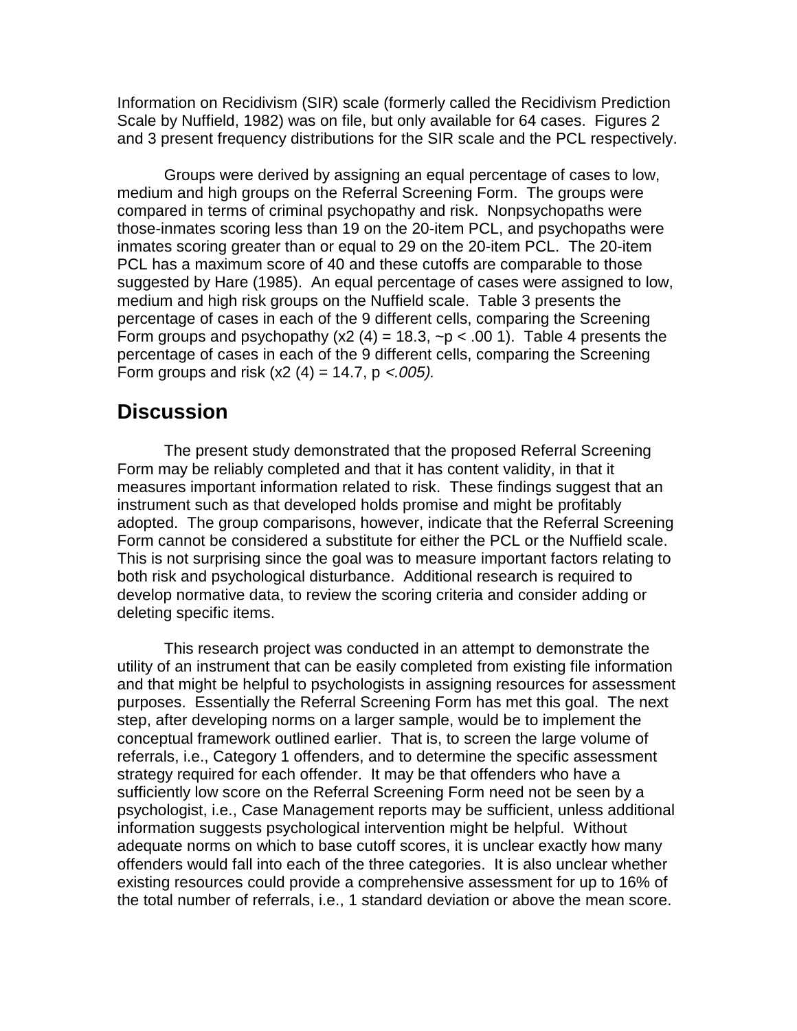Information on Recidivism (SIR) scale (formerly called the Recidivism Prediction Scale by Nuffield, 1982) was on file, but only available for 64 cases. Figures 2 and 3 present frequency distributions for the SIR scale and the PCL respectively.

Groups were derived by assigning an equal percentage of cases to low, medium and high groups on the Referral Screening Form. The groups were compared in terms of criminal psychopathy and risk. Nonpsychopaths were those-inmates scoring less than 19 on the 20-item PCL, and psychopaths were inmates scoring greater than or equal to 29 on the 20-item PCL. The 20-item PCL has a maximum score of 40 and these cutoffs are comparable to those suggested by Hare (1985). An equal percentage of cases were assigned to low, medium and high risk groups on the Nuffield scale. Table 3 presents the percentage of cases in each of the 9 different cells, comparing the Screening Form groups and psychopathy ($x2$ (4) = 18.3, ~p < .00 1). Table 4 presents the percentage of cases in each of the 9 different cells, comparing the Screening Form groups and risk ($x2$ (4) = 14.7, p *<.005).*

## Discussion

The present study demonstrated that the proposed Referral Screening Form may be reliably completed and that it has content validity, in that it measures important information related to risk. These findings suggest that an instrument such as that developed holds promise and might be profitably adopted. The group comparisons, however, indicate that the Referral Screening Form cannot be considered a substitute for either the PCL or the Nuffield scale. This is not surprising since the goal was to measure important factors relating to both risk and psychological disturbance. Additional research is required to develop normative data, to review the scoring criteria and consider adding or deleting specific items.

This research project was conducted in an attempt to demonstrate the utility of an instrument that can be easily completed from existing file information and that might be helpful to psychologists in assigning resources for assessment purposes. Essentially the Referral Screening Form has met this goal. The next step, after developing norms on a larger sample, would be to implement the conceptual framework outlined earlier. That is, to screen the large volume of referrals, i.e., Category 1 offenders, and to determine the specific assessment strategy required for each offender. It may be that offenders who have a sufficiently low score on the Referral Screening Form need not be seen by a psychologist, i.e., Case Management reports may be sufficient, unless additional information suggests psychological intervention might be helpful. Without adequate norms on which to base cutoff scores, it is unclear exactly how many offenders would fall into each of the three categories. It is also unclear whether existing resources could provide a comprehensive assessment for up to 16% of the total number of referrals, i.e., 1 standard deviation or above the mean score.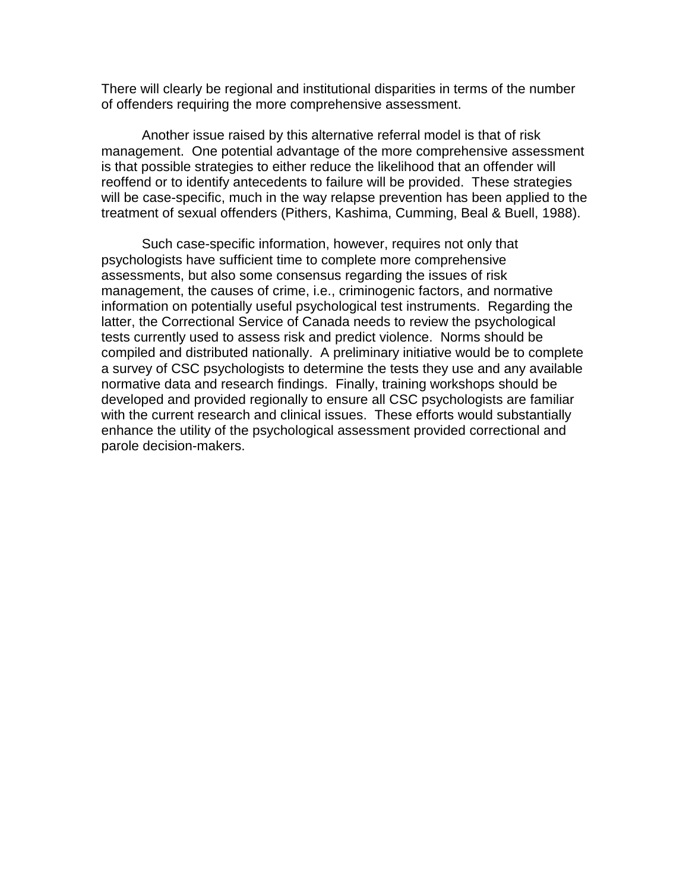There will clearly be regional and institutional disparities in terms of the number of offenders requiring the more comprehensive assessment.

Another issue raised by this alternative referral model is that of risk management. One potential advantage of the more comprehensive assessment is that possible strategies to either reduce the likelihood that an offender will reoffend or to identify antecedents to failure will be provided. These strategies will be case-specific, much in the way relapse prevention has been applied to the treatment of sexual offenders (Pithers, Kashima, Cumming, Beal & Buell, 1988).

Such case-specific information, however, requires not only that psychologists have sufficient time to complete more comprehensive assessments, but also some consensus regarding the issues of risk management, the causes of crime, i.e., criminogenic factors, and normative information on potentially useful psychological test instruments. Regarding the latter, the Correctional Service of Canada needs to review the psychological tests currently used to assess risk and predict violence. Norms should be compiled and distributed nationally. A preliminary initiative would be to complete a survey of CSC psychologists to determine the tests they use and any available normative data and research findings. Finally, training workshops should be developed and provided regionally to ensure all CSC psychologists are familiar with the current research and clinical issues. These efforts would substantially enhance the utility of the psychological assessment provided correctional and parole decision-makers.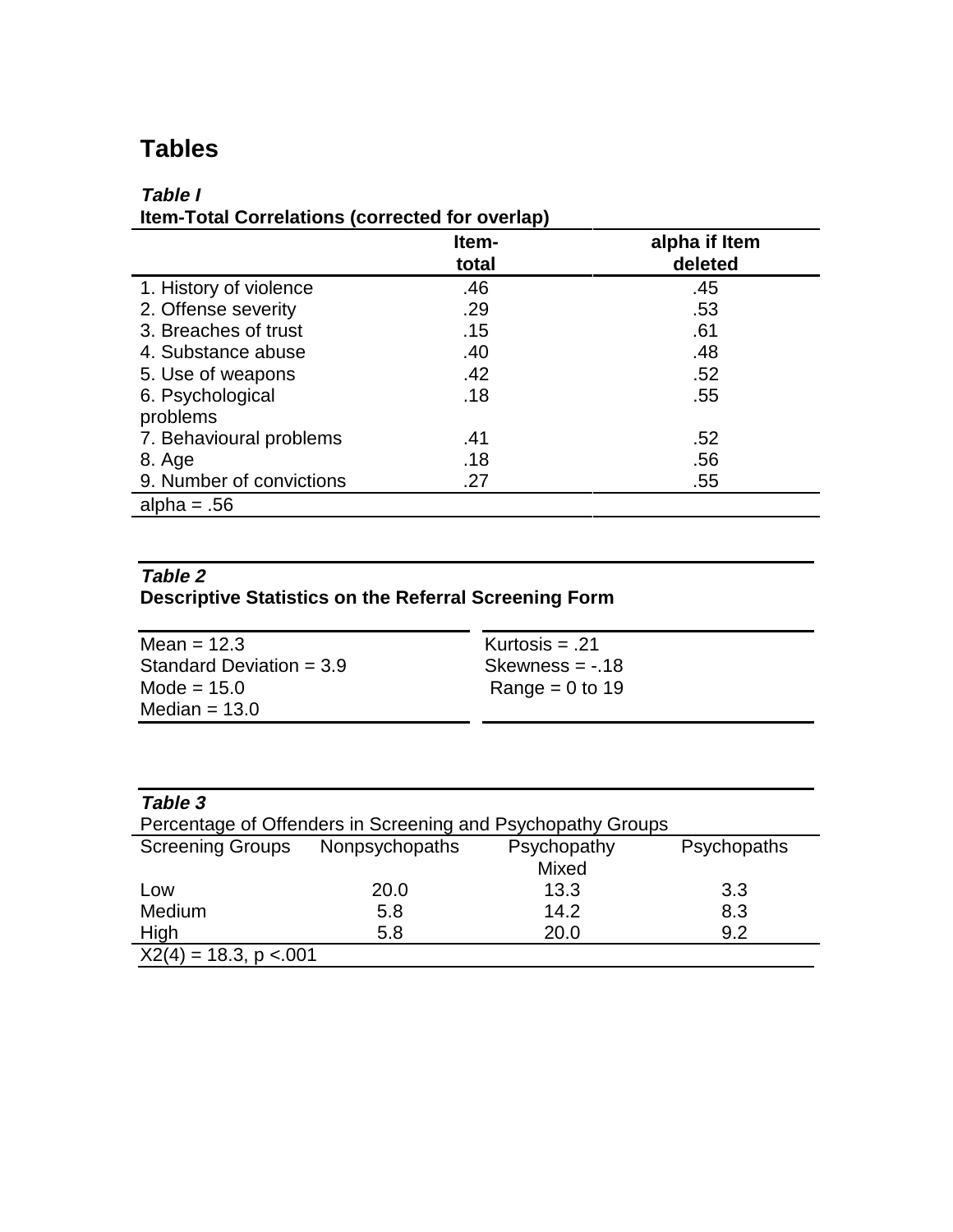# Tables

***Table I***
**Item-Total Correlations (corrected for overlap)**

| | Item-total | alpha if Item deleted |
|---|---|---|
| 1. History of violence | .46 | .45 |
| 2. Offense severity | .29 | .53 |
| 3. Breaches of trust | .15 | .61 |
| 4. Substance abuse | .40 | .48 |
| 5. Use of weapons | .42 | .52 |
| 6. Psychological problems | .18 | .55 |
| 7. Behavioural problems | .41 | .52 |
| 8. Age | .18 | .56 |
| 9. Number of convictions | .27 | .55 |
| alpha = .56 | | |

***Table 2***
**Descriptive Statistics on the Referral Screening Form**

| | |
|---|---|
| Mean = 12.3 | Kurtosis = .21 |
| Standard Deviation = 3.9 | Skewness = -.18 |
| Mode = 15.0 | Range = 0 to 19 |
| Median = 13.0 | |

***Table 3***
Percentage of Offenders in Screening and Psychopathy Groups

| Screening Groups | Nonpsychopaths | Psychopathy Mixed | Psychopaths |
|---|---|---|---|
| Low | 20.0 | 13.3 | 3.3 |
| Medium | 5.8 | 14.2 | 8.3 |
| High | 5.8 | 20.0 | 9.2 |
| $X2(4) = 18.3$, $p < .001$ | | | |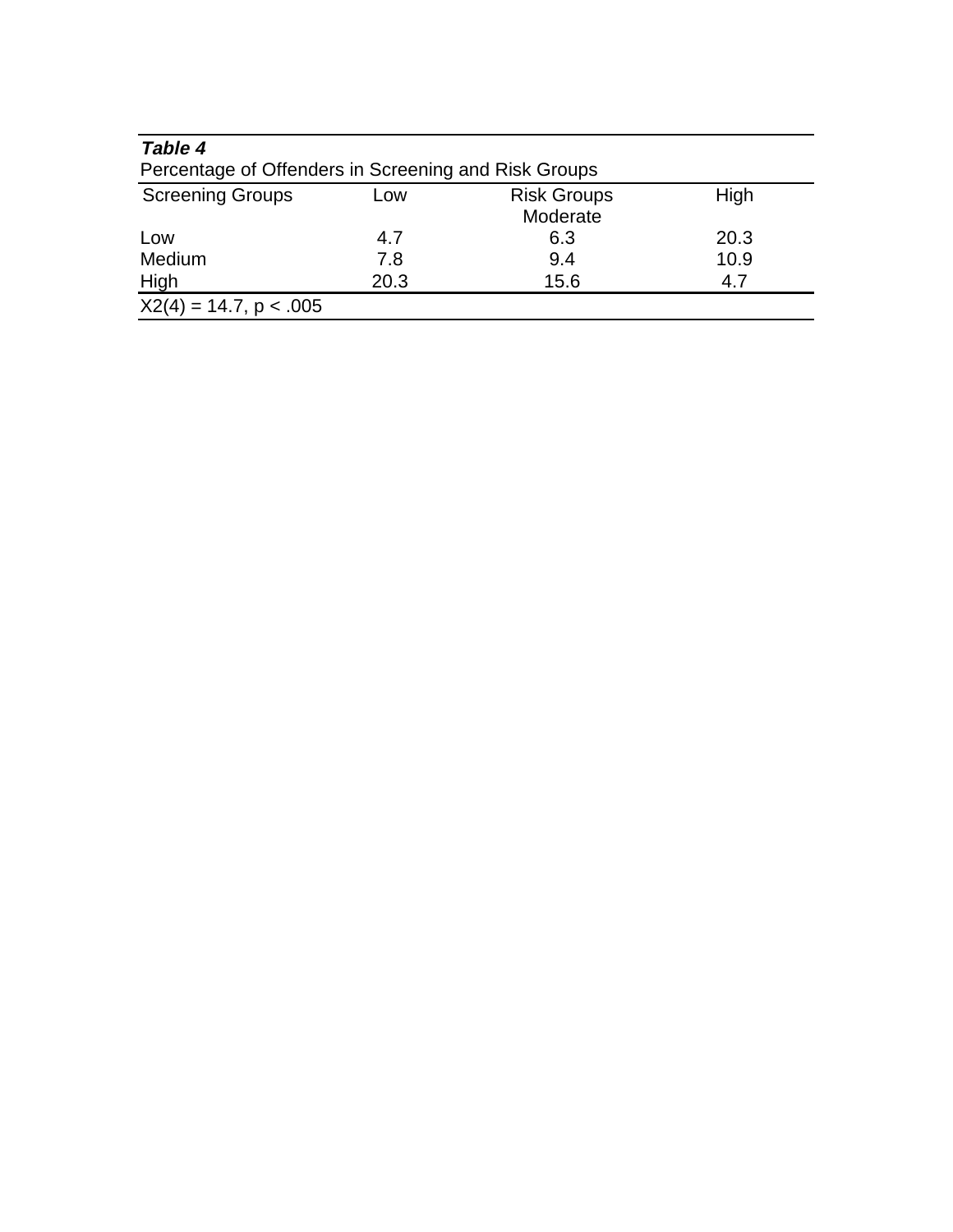***Table 4***

Percentage of Offenders in Screening and Risk Groups

| Screening Groups | Low | Risk Groups<br>Moderate | High |
|---|---|---|---|
| Low | 4.7 | 6.3 | 20.3 |
| Medium | 7.8 | 9.4 | 10.9 |
| High | 20.3 | 15.6 | 4.7 |

$X2(4) = 14.7, p < .005$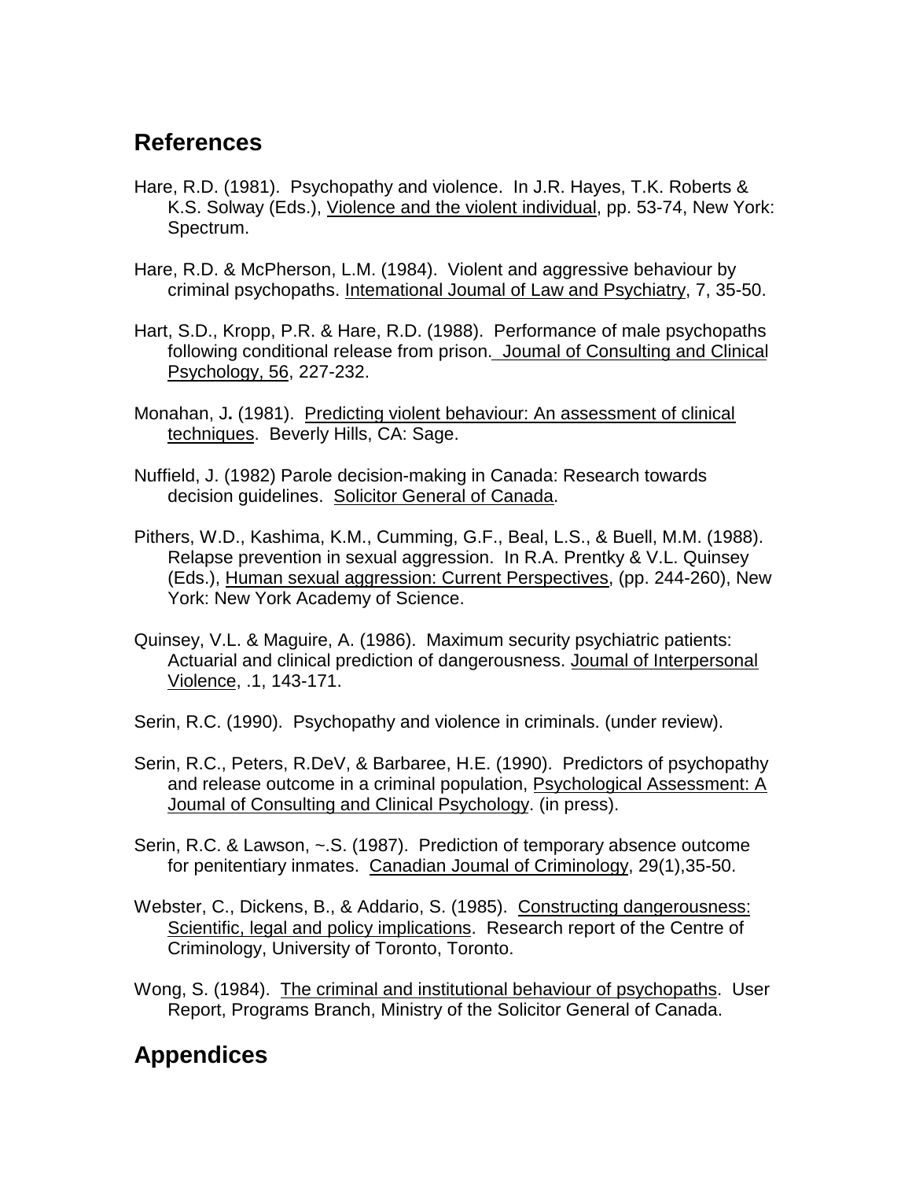## References

Hare, R.D. (1981). Psychopathy and violence. In J.R. Hayes, T.K. Roberts & K.S. Solway (Eds.), Violence and the violent individual, pp. 53-74, New York: Spectrum.

Hare, R.D. & McPherson, L.M. (1984). Violent and aggressive behaviour by criminal psychopaths. Intemational Joumal of Law and Psychiatry, 7, 35-50.

Hart, S.D., Kropp, P.R. & Hare, R.D. (1988). Performance of male psychopaths following conditional release from prison. Joumal of Consulting and Clinical Psychology, 56, 227-232.

Monahan, J**.** (1981). Predicting violent behaviour: An assessment of clinical techniques. Beverly Hills, CA: Sage.

Nuffield, J. (1982) Parole decision-making in Canada: Research towards decision guidelines. Solicitor General of Canada.

Pithers, W.D., Kashima, K.M., Cumming, G.F., Beal, L.S., & Buell, M.M. (1988). Relapse prevention in sexual aggression. In R.A. Prentky & V.L. Quinsey (Eds.), Human sexual aggression: Current Perspectives, (pp. 244-260), New York: New York Academy of Science.

Quinsey, V.L. & Maguire, A. (1986). Maximum security psychiatric patients: Actuarial and clinical prediction of dangerousness. Joumal of Interpersonal Violence, .1, 143-171.

Serin, R.C. (1990). Psychopathy and violence in criminals. (under review).

Serin, R.C., Peters, R.DeV, & Barbaree, H.E. (1990). Predictors of psychopathy and release outcome in a criminal population, Psychological Assessment: A Joumal of Consulting and Clinical Psychology. (in press).

Serin, R.C. & Lawson, ~.S. (1987). Prediction of temporary absence outcome for penitentiary inmates. Canadian Joumal of Criminology, 29(1),35-50.

Webster, C., Dickens, B., & Addario, S. (1985). Constructing dangerousness: Scientific, legal and policy implications. Research report of the Centre of Criminology, University of Toronto, Toronto.

Wong, S. (1984). The criminal and institutional behaviour of psychopaths. User Report, Programs Branch, Ministry of the Solicitor General of Canada.

## Appendices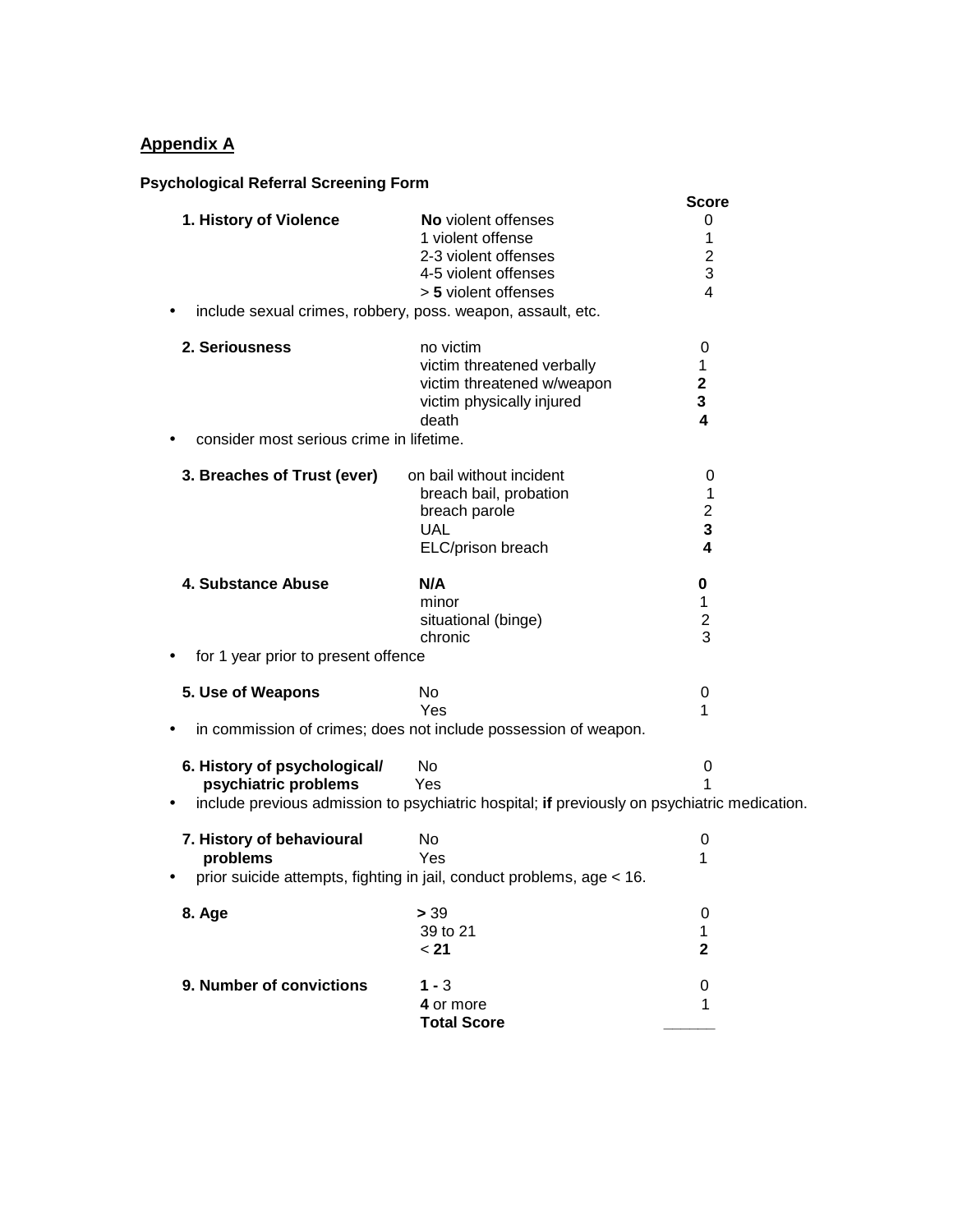## Appendix A

**Psychological Referral Screening Form**

| | | **Score** |
|---|---|---|
| **1. History of Violence** | **No** violent offenses | 0 |
| | 1 violent offense | 1 |
| | 2-3 violent offenses | 2 |
| | 4-5 violent offenses | 3 |
| | > **5** violent offenses | 4 |

- include sexual crimes, robbery, poss. weapon, assault, etc.

| | | |
|---|---|---|
| **2. Seriousness** | no victim | 0 |
| | victim threatened verbally | 1 |
| | victim threatened w/weapon | **2** |
| | victim physically injured | **3** |
| | death | **4** |

- consider most serious crime in lifetime.

| | | |
|---|---|---|
| **3. Breaches of Trust (ever)** | on bail without incident | 0 |
| | breach bail, probation | 1 |
| | breach parole | 2 |
| | UAL | **3** |
| | ELC/prison breach | **4** |

| | | |
|---|---|---|
| **4. Substance Abuse** | **N/A** | **0** |
| | minor | 1 |
| | situational (binge) | 2 |
| | chronic | 3 |

- for 1 year prior to present offence

| | | |
|---|---|---|
| **5. Use of Weapons** | No | 0 |
| | Yes | 1 |

- in commission of crimes; does not include possession of weapon.

| | | |
|---|---|---|
| **6. History of psychological/ psychiatric problems** | No | 0 |
| | Yes | 1 |

- include previous admission to psychiatric hospital; **if** previously on psychiatric medication.

| | | |
|---|---|---|
| **7. History of behavioural problems** | No | 0 |
| | Yes | 1 |

- prior suicide attempts, fighting in jail, conduct problems, age < 16.

| | | |
|---|---|---|
| **8. Age** | **>** 39 | 0 |
| | 39 to 21 | 1 |
| | < **21** | **2** |

| | | |
|---|---|---|
| **9. Number of convictions** | **1 -** 3 | 0 |
| | **4** or more | 1 |
| | **Total Score** | ______ |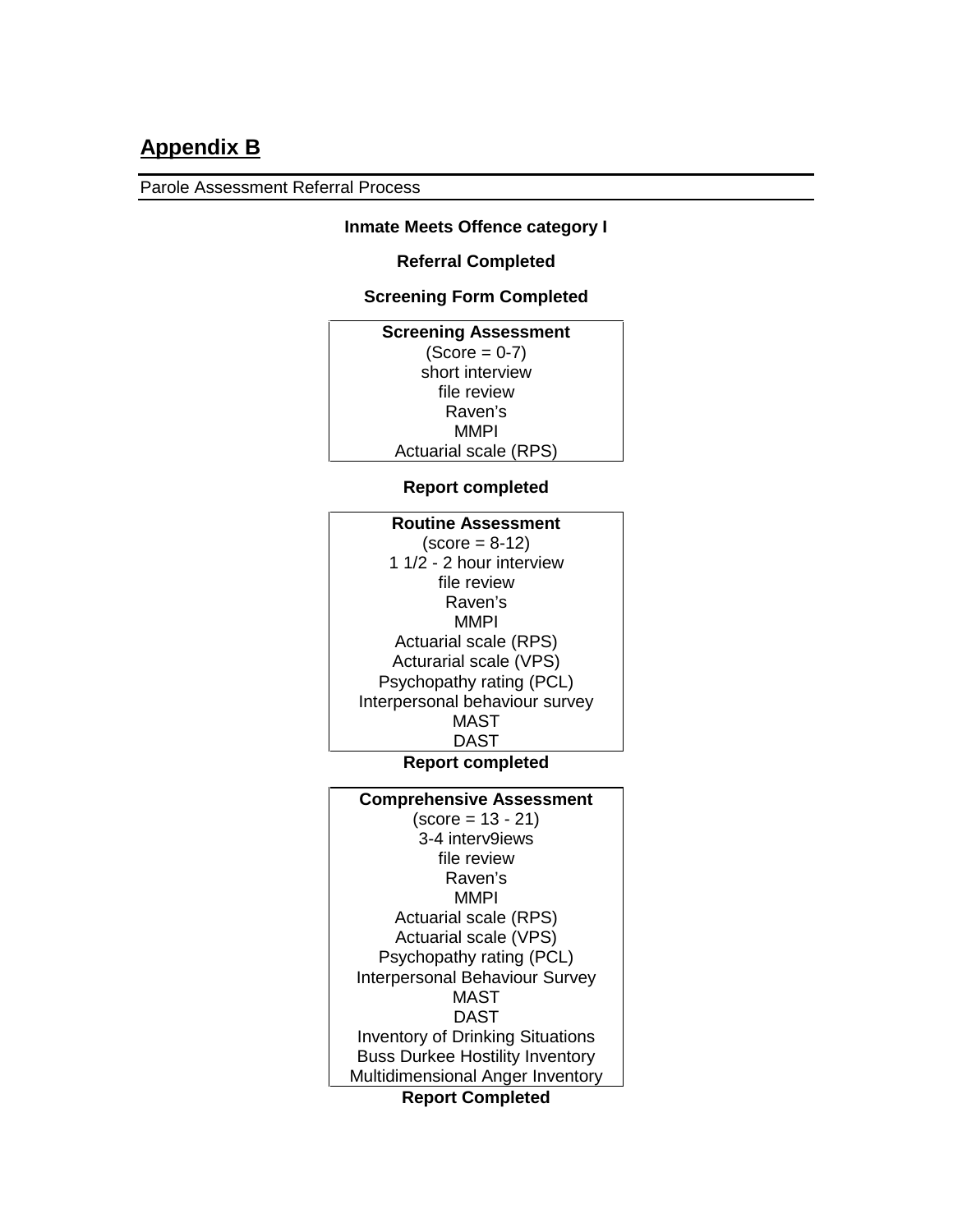## Appendix B

Parole Assessment Referral Process

**Inmate Meets Offence category I**

**Referral Completed**

**Screening Form Completed**

**Screening Assessment**
(Score = 0-7)
short interview
file review
Raven's
MMPI
Actuarial scale (RPS)

**Report completed**

**Routine Assessment**
(score = 8-12)
1 1/2 - 2 hour interview
file review
Raven's
MMPI
Actuarial scale (RPS)
Acturarial scale (VPS)
Psychopathy rating (PCL)
Interpersonal behaviour survey
MAST
DAST

**Report completed**

**Comprehensive Assessment**
(score = 13 - 21)
3-4 interv9iews
file review
Raven's
MMPI
Actuarial scale (RPS)
Actuarial scale (VPS)
Psychopathy rating (PCL)
Interpersonal Behaviour Survey
MAST
DAST
Inventory of Drinking Situations
Buss Durkee Hostility Inventory
Multidimensional Anger Inventory

**Report Completed**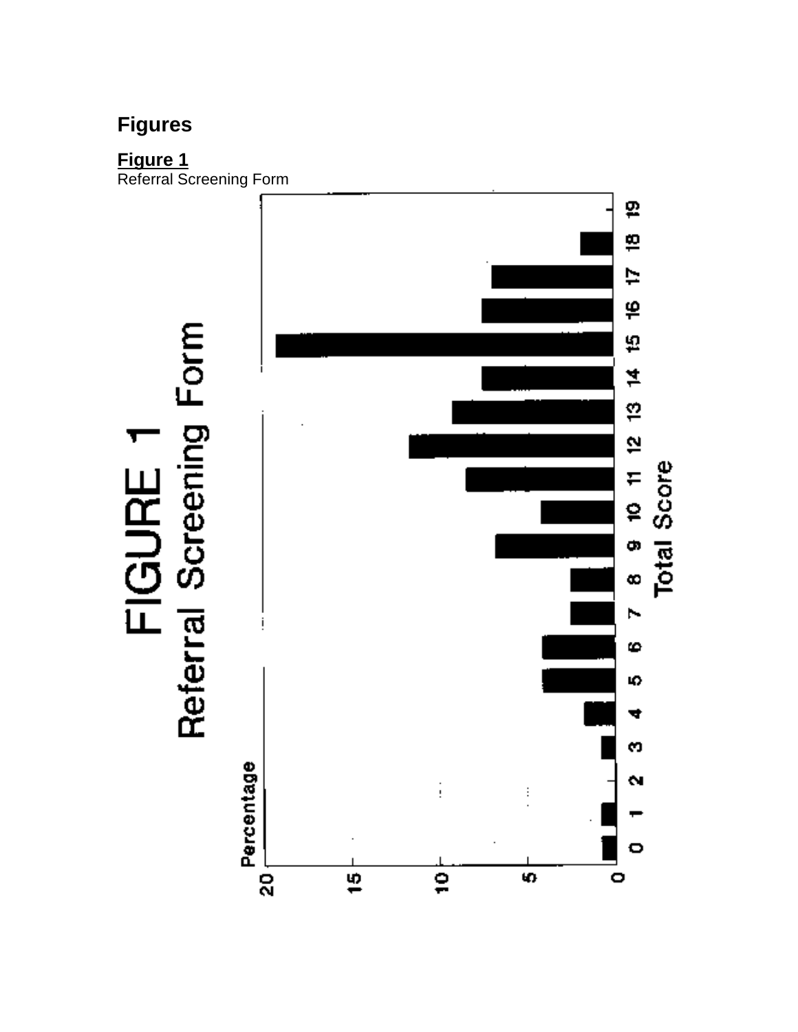## Figures

**Figure 1**
Referral Screening Form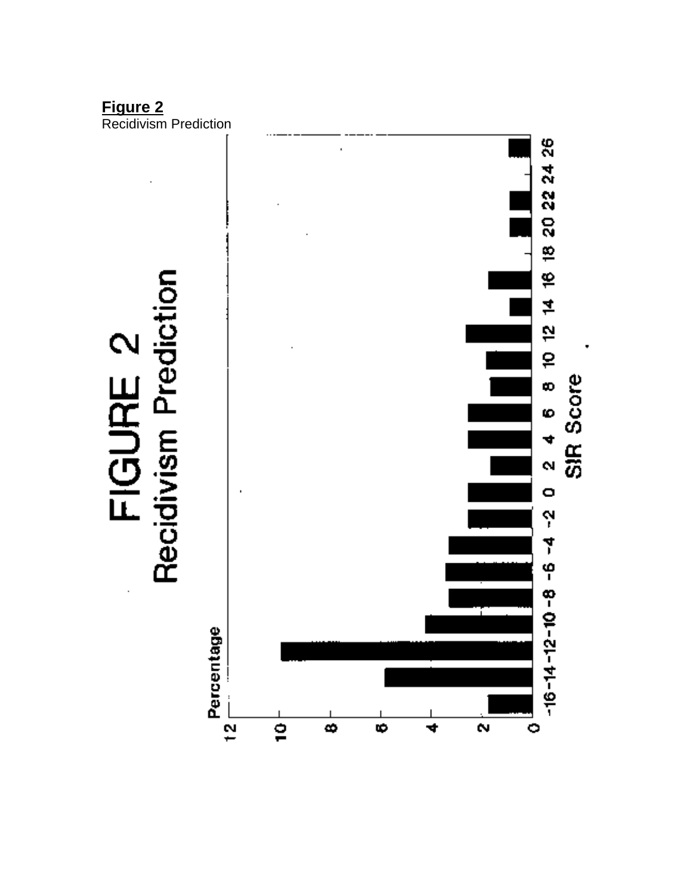**Figure 2**
Recidivism Prediction

# FIGURE 2
## Recidivism Prediction

Percentage

SIR Score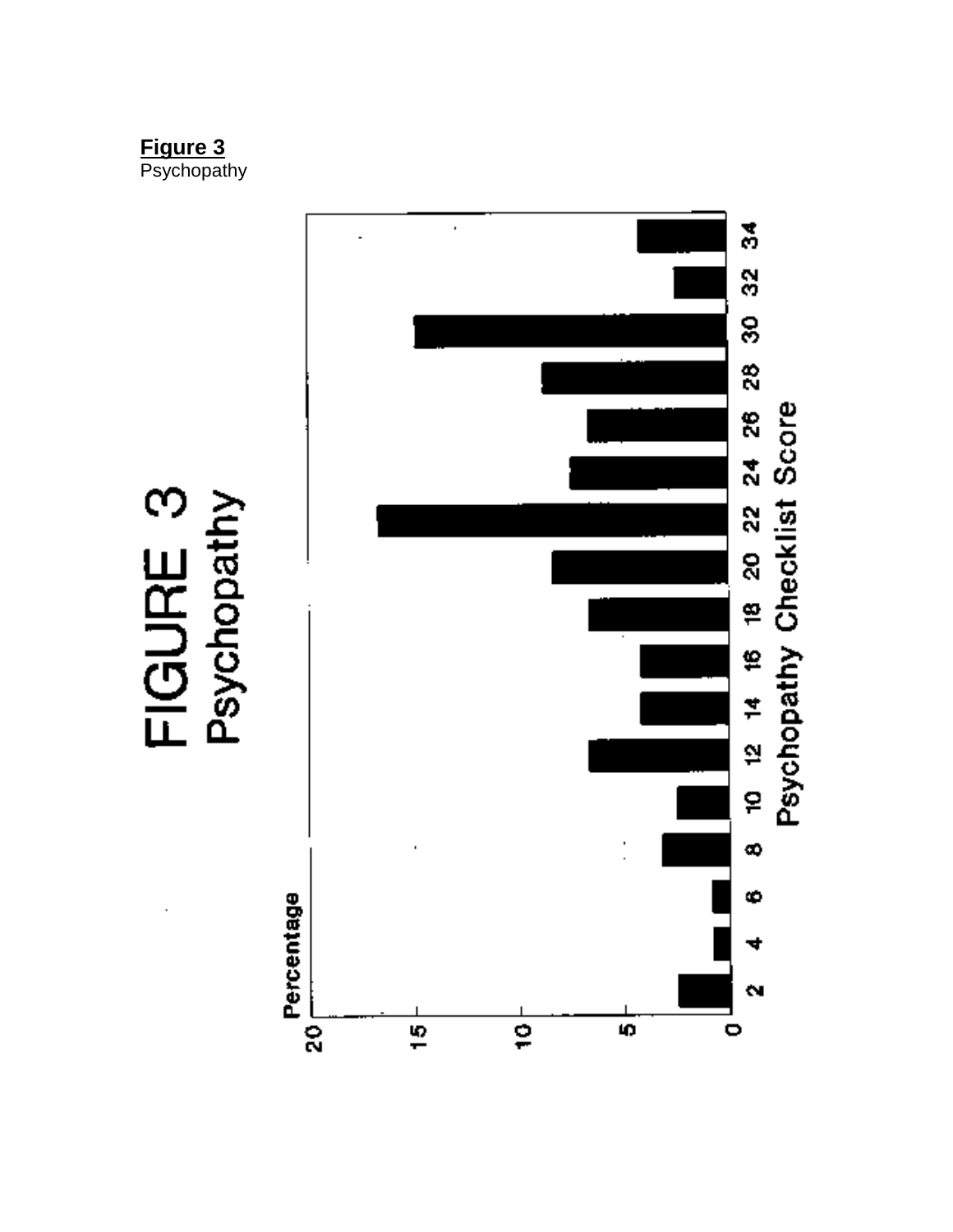**Figure 3**
Psychopathy

FIGURE 3
Psychopathy

Percentage

20
15
10
5
0

2 4 6 8 10 12 14 16 18 20 22 24 26 28 30 32 34

Psychopathy Checklist Score